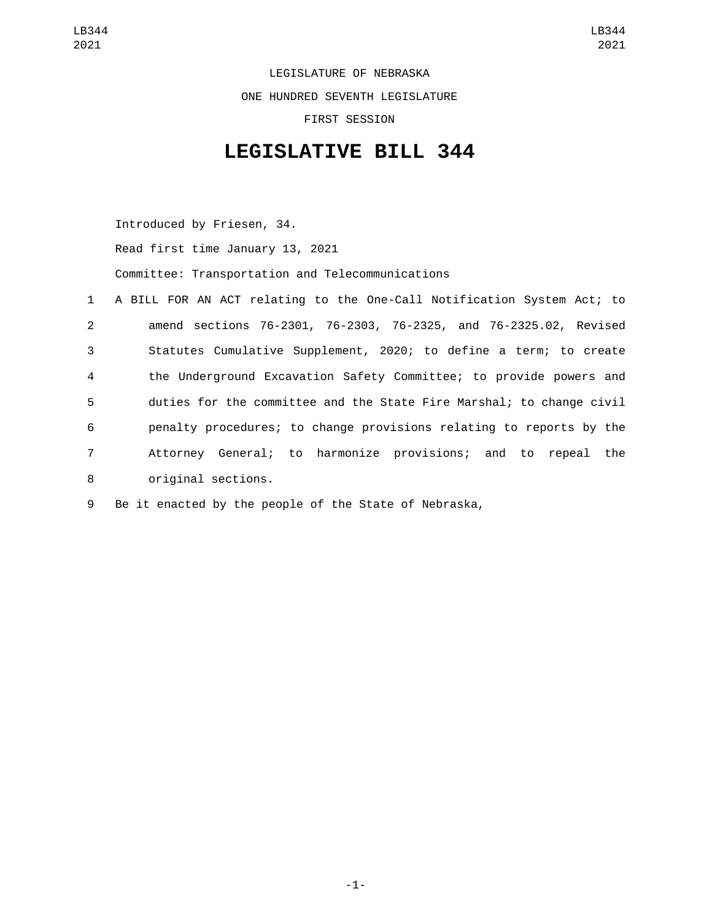LEGISLATURE OF NEBRASKA

ONE HUNDRED SEVENTH LEGISLATURE

FIRST SESSION

# LEGISLATIVE BILL 344

Introduced by Friesen, 34.

Read first time January 13, 2021

Committee: Transportation and Telecommunications

1 A BILL FOR AN ACT relating to the One-Call Notification System Act; to
2 amend sections 76-2301, 76-2303, 76-2325, and 76-2325.02, Revised
3 Statutes Cumulative Supplement, 2020; to define a term; to create
4 the Underground Excavation Safety Committee; to provide powers and
5 duties for the committee and the State Fire Marshal; to change civil
6 penalty procedures; to change provisions relating to reports by the
7 Attorney General; to harmonize provisions; and to repeal the
8 original sections.

9 Be it enacted by the people of the State of Nebraska,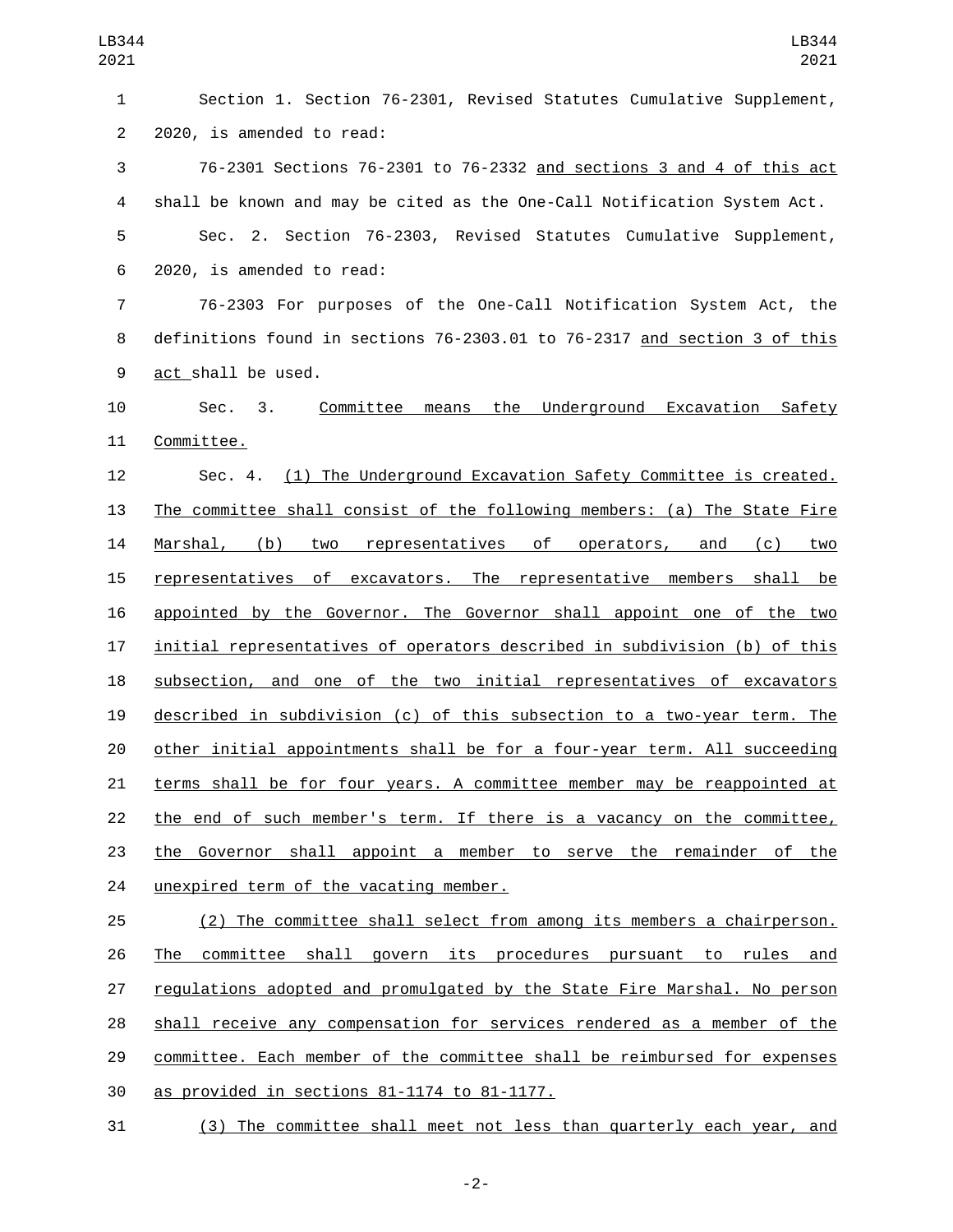Section 1. Section 76-2301, Revised Statutes Cumulative Supplement, 2020, is amended to read:

76-2301 Sections 76-2301 to 76-2332 and sections 3 and 4 of this act shall be known and may be cited as the One-Call Notification System Act.

Sec. 2. Section 76-2303, Revised Statutes Cumulative Supplement, 2020, is amended to read:

76-2303 For purposes of the One-Call Notification System Act, the definitions found in sections 76-2303.01 to 76-2317 and section 3 of this act shall be used.

Sec. 3. Committee means the Underground Excavation Safety Committee.

Sec. 4. (1) The Underground Excavation Safety Committee is created. The committee shall consist of the following members: (a) The State Fire Marshal, (b) two representatives of operators, and (c) two representatives of excavators. The representative members shall be appointed by the Governor. The Governor shall appoint one of the two initial representatives of operators described in subdivision (b) of this subsection, and one of the two initial representatives of excavators described in subdivision (c) of this subsection to a two-year term. The other initial appointments shall be for a four-year term. All succeeding terms shall be for four years. A committee member may be reappointed at the end of such member's term. If there is a vacancy on the committee, the Governor shall appoint a member to serve the remainder of the unexpired term of the vacating member.

(2) The committee shall select from among its members a chairperson. The committee shall govern its procedures pursuant to rules and regulations adopted and promulgated by the State Fire Marshal. No person shall receive any compensation for services rendered as a member of the committee. Each member of the committee shall be reimbursed for expenses as provided in sections 81-1174 to 81-1177.

(3) The committee shall meet not less than quarterly each year, and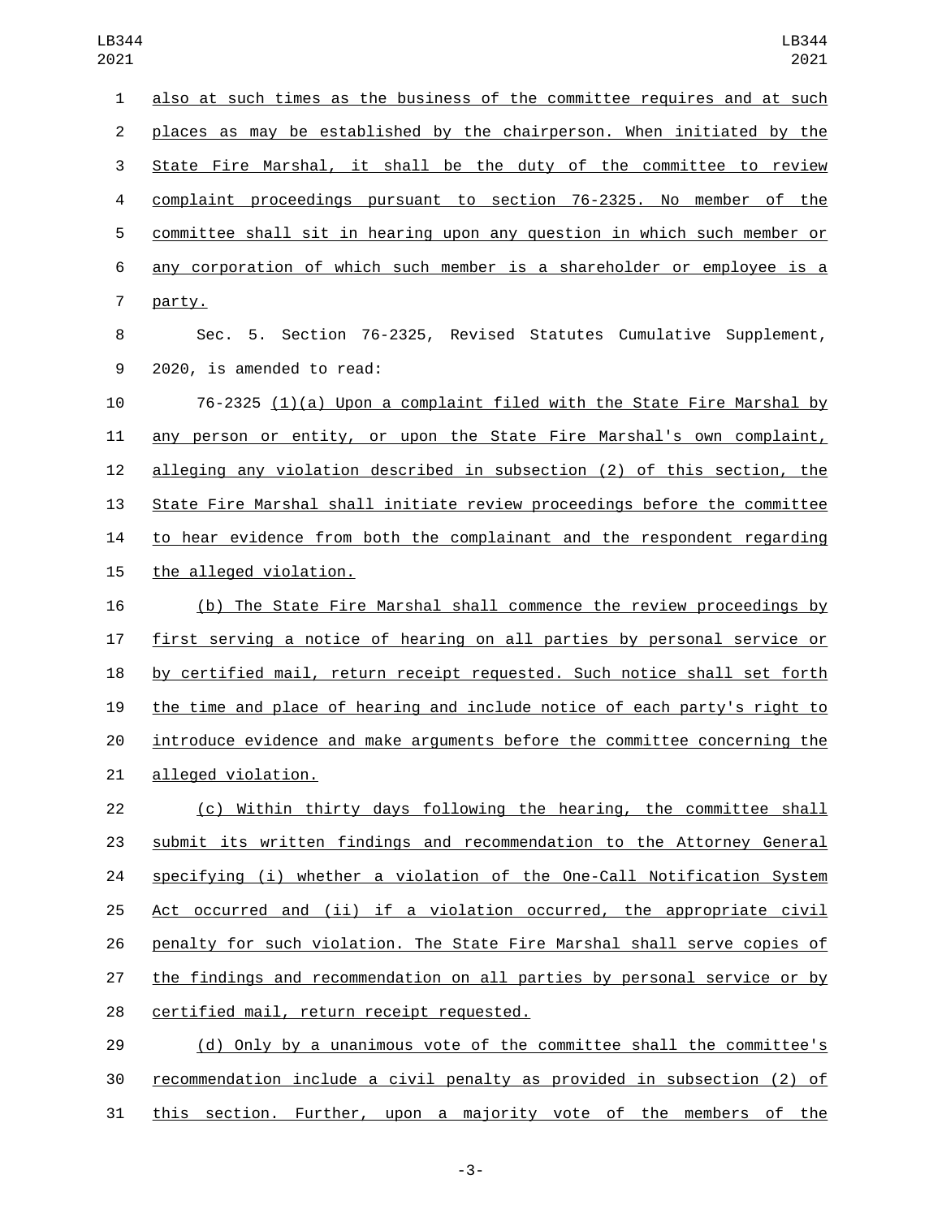also at such times as the business of the committee requires and at such places as may be established by the chairperson. When initiated by the State Fire Marshal, it shall be the duty of the committee to review complaint proceedings pursuant to section 76-2325. No member of the committee shall sit in hearing upon any question in which such member or any corporation of which such member is a shareholder or employee is a party.

Sec. 5. Section 76-2325, Revised Statutes Cumulative Supplement, 2020, is amended to read:

76-2325 (1)(a) Upon a complaint filed with the State Fire Marshal by any person or entity, or upon the State Fire Marshal's own complaint, alleging any violation described in subsection (2) of this section, the State Fire Marshal shall initiate review proceedings before the committee to hear evidence from both the complainant and the respondent regarding the alleged violation.

(b) The State Fire Marshal shall commence the review proceedings by first serving a notice of hearing on all parties by personal service or by certified mail, return receipt requested. Such notice shall set forth the time and place of hearing and include notice of each party's right to introduce evidence and make arguments before the committee concerning the alleged violation.

(c) Within thirty days following the hearing, the committee shall submit its written findings and recommendation to the Attorney General specifying (i) whether a violation of the One-Call Notification System Act occurred and (ii) if a violation occurred, the appropriate civil penalty for such violation. The State Fire Marshal shall serve copies of the findings and recommendation on all parties by personal service or by certified mail, return receipt requested.

(d) Only by a unanimous vote of the committee shall the committee's recommendation include a civil penalty as provided in subsection (2) of this section. Further, upon a majority vote of the members of the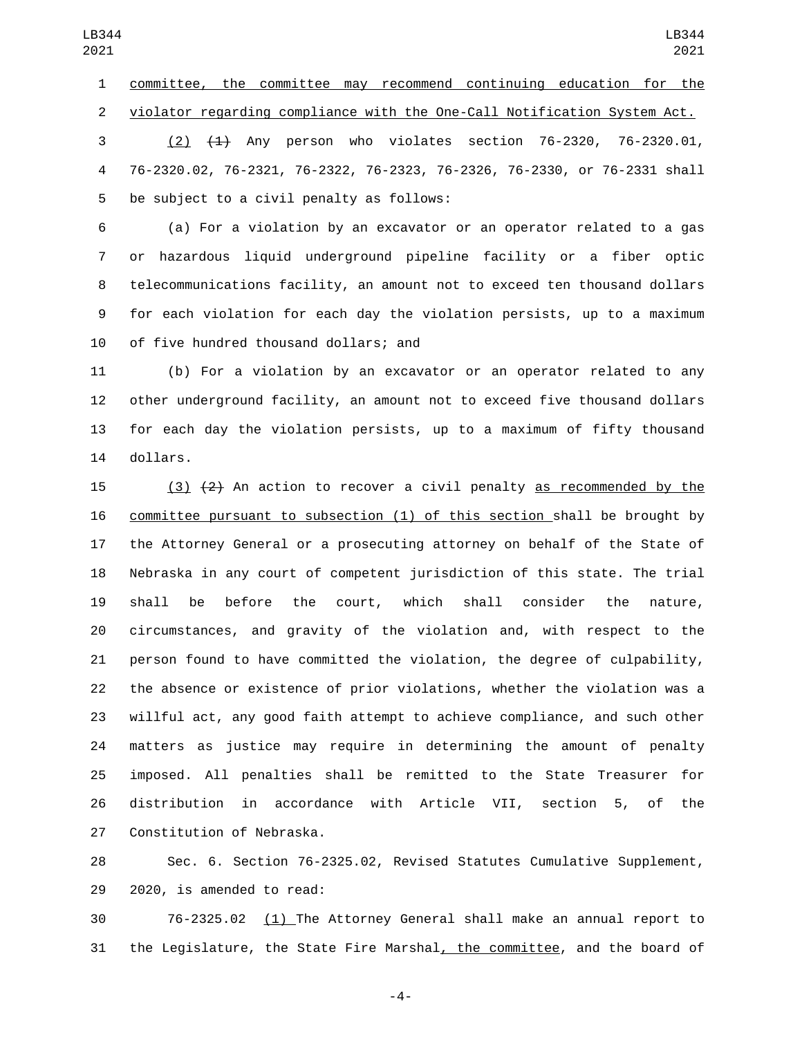committee, the committee may recommend continuing education for the violator regarding compliance with the One-Call Notification System Act.

(2) ~~(1)~~ Any person who violates section 76-2320, 76-2320.01, 76-2320.02, 76-2321, 76-2322, 76-2323, 76-2326, 76-2330, or 76-2331 shall be subject to a civil penalty as follows:

(a) For a violation by an excavator or an operator related to a gas or hazardous liquid underground pipeline facility or a fiber optic telecommunications facility, an amount not to exceed ten thousand dollars for each violation for each day the violation persists, up to a maximum of five hundred thousand dollars; and

(b) For a violation by an excavator or an operator related to any other underground facility, an amount not to exceed five thousand dollars for each day the violation persists, up to a maximum of fifty thousand dollars.

(3) ~~(2)~~ An action to recover a civil penalty as recommended by the committee pursuant to subsection (1) of this section shall be brought by the Attorney General or a prosecuting attorney on behalf of the State of Nebraska in any court of competent jurisdiction of this state. The trial shall be before the court, which shall consider the nature, circumstances, and gravity of the violation and, with respect to the person found to have committed the violation, the degree of culpability, the absence or existence of prior violations, whether the violation was a willful act, any good faith attempt to achieve compliance, and such other matters as justice may require in determining the amount of penalty imposed. All penalties shall be remitted to the State Treasurer for distribution in accordance with Article VII, section 5, of the Constitution of Nebraska.

Sec. 6. Section 76-2325.02, Revised Statutes Cumulative Supplement, 2020, is amended to read:

76-2325.02 (1) The Attorney General shall make an annual report to the Legislature, the State Fire Marshal, the committee, and the board of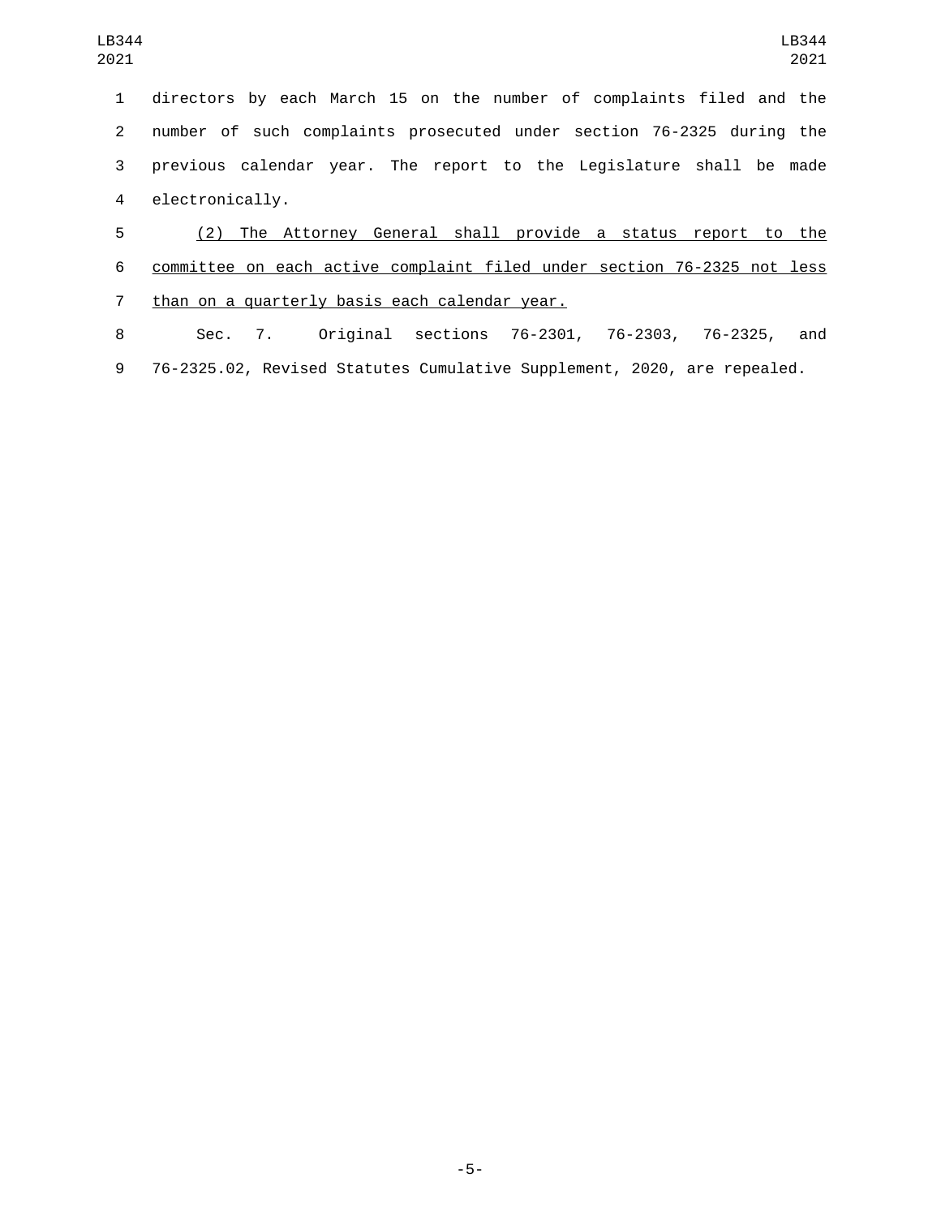directors by each March 15 on the number of complaints filed and the number of such complaints prosecuted under section 76-2325 during the previous calendar year. The report to the Legislature shall be made electronically.

(2) The Attorney General shall provide a status report to the committee on each active complaint filed under section 76-2325 not less than on a quarterly basis each calendar year.

Sec. 7. Original sections 76-2301, 76-2303, 76-2325, and 76-2325.02, Revised Statutes Cumulative Supplement, 2020, are repealed.